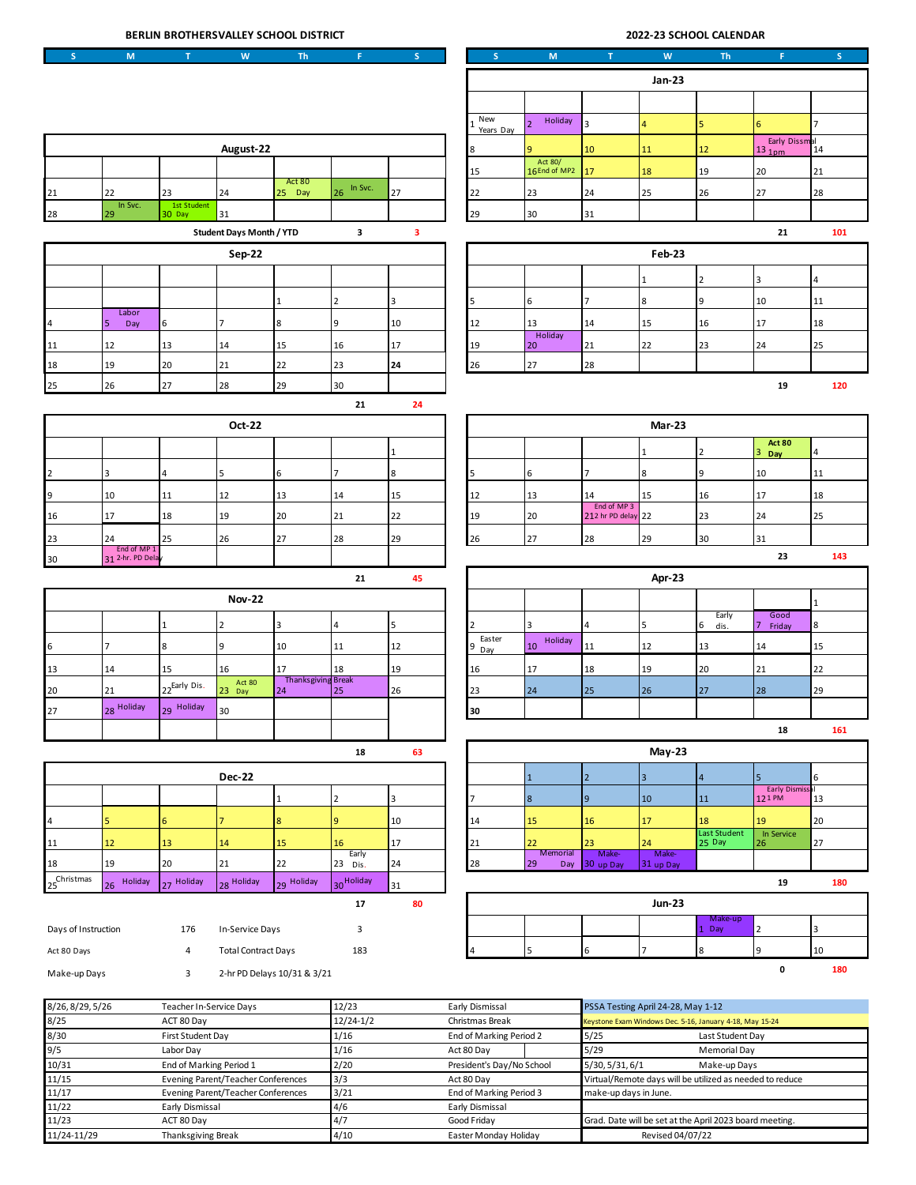# BERLIN BROTHERSVALLEY SCHOOL DISTRICT

# 2022-23 SCHOOL CALENDAR

### August-22

| S | M | T | W | Th | F | S |
|---|---|---|---|---|---|---|
| | | | | | | |
| 21 | 22 | 23 | 24 | 25 Act 80 Day | 26 In Svc. | 27 |
| 28 | 29 In Svc. | 30 1st Student Day | 31 | | | |

Student Days Month / YTD: 3 / 3

### Sep-22

| S | M | T | W | Th | F | S |
|---|---|---|---|---|---|---|
| | | | | 1 | 2 | 3 |
| 4 | 5 Labor Day | 6 | 7 | 8 | 9 | 10 |
| 11 | 12 | 13 | 14 | 15 | 16 | 17 |
| 18 | 19 | 20 | 21 | 22 | 23 | 24 |
| 25 | 26 | 27 | 28 | 29 | 30 | |

21 / 24

### Oct-22

| S | M | T | W | Th | F | S |
|---|---|---|---|---|---|---|
| | | | | | | 1 |
| 2 | 3 | 4 | 5 | 6 | 7 | 8 |
| 9 | 10 | 11 | 12 | 13 | 14 | 15 |
| 16 | 17 | 18 | 19 | 20 | 21 | 22 |
| 23 | 24 | 25 | 26 | 27 | 28 | 29 |
| 30 | 31 End of MP 1 2-hr. PD Delay | | | | | |

21 / 45

### Nov-22

| S | M | T | W | Th | F | S |
|---|---|---|---|---|---|---|
| | | 1 | 2 | 3 | 4 | 5 |
| 6 | 7 | 8 | 9 | 10 | 11 | 12 |
| 13 | 14 | 15 | 16 | 17 | 18 | 19 |
| 20 | 21 | 22 Early Dis. | 23 Act 80 Day | 24 Thanksgiving Break | 25 | 26 |
| 27 | 28 Holiday | 29 Holiday | 30 | | | |

18 / 63

### Dec-22

| S | M | T | W | Th | F | S |
|---|---|---|---|---|---|---|
| | | | | 1 | 2 | 3 |
| 4 | 5 | 6 | 7 | 8 | 9 | 10 |
| 11 | 12 | 13 | 14 | 15 | 16 | 17 |
| 18 | 19 | 20 | 21 | 22 | 23 Early Dis. | 24 |
| 25 Christmas | 26 Holiday | 27 Holiday | 28 Holiday | 29 Holiday | 30 Holiday | 31 |

17 / 80

### Jan-23

| S | M | T | W | Th | F | S |
|---|---|---|---|---|---|---|
| 1 New Years Day | 2 Holiday | 3 | 4 | 5 | 6 | 7 |
| 8 | 9 | 10 | 11 | 12 | 13 Early Dissmal 1pm | 14 |
| 15 | 16 Act 80/ End of MP2 | 17 | 18 | 19 | 20 | 21 |
| 22 | 23 | 24 | 25 | 26 | 27 | 28 |
| 29 | 30 | 31 | | | | |

21 / 101

### Feb-23

| S | M | T | W | Th | F | S |
|---|---|---|---|---|---|---|
| | | | 1 | 2 | 3 | 4 |
| 5 | 6 | 7 | 8 | 9 | 10 | 11 |
| 12 | 13 | 14 | 15 | 16 | 17 | 18 |
| 19 | 20 Holiday | 21 | 22 | 23 | 24 | 25 |
| 26 | 27 | 28 | | | | |

19 / 120

### Mar-23

| S | M | T | W | Th | F | S |
|---|---|---|---|---|---|---|
| | | | 1 | 2 | 3 Act 80 Day | 4 |
| 5 | 6 | 7 | 8 | 9 | 10 | 11 |
| 12 | 13 | 14 | 15 | 16 | 17 | 18 |
| 19 | 20 | 21 End of MP 3 2 hr PD delay | 22 | 23 | 24 | 25 |
| 26 | 27 | 28 | 29 | 30 | 31 | |

23 / 143

### Apr-23

| S | M | T | W | Th | F | S |
|---|---|---|---|---|---|---|
| | | | | | | 1 |
| 2 | 3 | 4 | 5 | 6 Early dis. | 7 Good Friday | 8 |
| 9 Easter Day | 10 Holiday | 11 | 12 | 13 | 14 | 15 |
| 16 | 17 | 18 | 19 | 20 | 21 | 22 |
| 23 | 24 | 25 | 26 | 27 | 28 | 29 |
| 30 | | | | | | |

18 / 161

### May-23

| S | M | T | W | Th | F | S |
|---|---|---|---|---|---|---|
| | 1 | 2 | 3 | 4 | 5 | 6 |
| 7 | 8 | 9 | 10 | 11 | 12 Early Dismissal 1 PM | 13 |
| 14 | 15 | 16 | 17 | 18 | 19 | 20 |
| 21 | 22 | 23 | 24 | 25 Last Student Day | 26 In Service | 27 |
| 28 | 29 Memorial Day | 30 Make-up Day | 31 Make-up Day | | | |

19 / 180

### Jun-23

| S | M | T | W | Th | F | S |
|---|---|---|---|---|---|---|
| | | | | 1 Make-up Day | 2 | 3 |
| 4 | 5 | 6 | 7 | 8 | 9 | 10 |

0 / 180

| | | | |
|---|---|---|---|
| Days of Instruction | 176 | In-Service Days | 3 |
| Act 80 Days | 4 | Total Contract Days | 183 |
| Make-up Days | 3 | 2-hr PD Delays 10/31 & 3/21 | |

| Date | Event | Date | Event | Date | Event |
|---|---|---|---|---|---|
| 8/26, 8/29, 5/26 | Teacher In-Service Days | 12/23 | Early Dismissal | PSSA Testing April 24-28, May 1-12 | |
| 8/25 | ACT 80 Day | 12/24-1/2 | Christmas Break | Keystone Exam Windows Dec. 5-16, January 4-18, May 15-24 | |
| 8/30 | First Student Day | 1/16 | End of Marking Period 2 | 5/25 | Last Student Day |
| 9/5 | Labor Day | 1/16 | Act 80 Day | 5/29 | Memorial Day |
| 10/31 | End of Marking Period 1 | 2/20 | President's Day/No School | 5/30, 5/31, 6/1 | Make-up Days |
| 11/15 | Evening Parent/Teacher Conferences | 3/3 | Act 80 Day | Virtual/Remote days will be utilized as needed to reduce make-up days in June. | |
| 11/17 | Evening Parent/Teacher Conferences | 3/21 | End of Marking Period 3 | | |
| 11/22 | Early Dismissal | 4/6 | Early Dismissal | | |
| 11/23 | ACT 80 Day | 4/7 | Good Friday | Grad. Date will be set at the April 2023 board meeting. | |
| 11/24-11/29 | Thanksgiving Break | 4/10 | Easter Monday Holiday | Revised 04/07/22 | |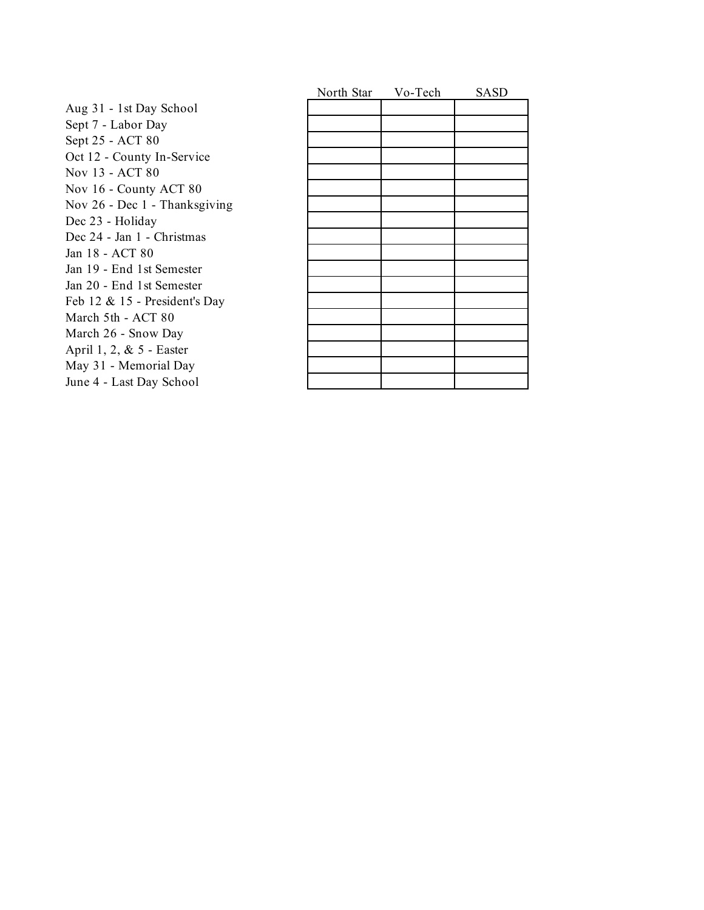| | North Star | Vo-Tech | SASD |
|---|---|---|---|
| Aug 31 - 1st Day School | | | |
| Sept 7 - Labor Day | | | |
| Sept 25 - ACT 80 | | | |
| Oct 12 - County In-Service | | | |
| Nov 13 - ACT 80 | | | |
| Nov 16 - County ACT 80 | | | |
| Nov 26 - Dec 1 - Thanksgiving | | | |
| Dec 23 - Holiday | | | |
| Dec 24 - Jan 1 - Christmas | | | |
| Jan 18 - ACT 80 | | | |
| Jan 19 - End 1st Semester | | | |
| Jan 20 - End 1st Semester | | | |
| Feb 12 & 15 - President's Day | | | |
| March 5th - ACT 80 | | | |
| March 26 - Snow Day | | | |
| April 1, 2, & 5 - Easter | | | |
| May 31 - Memorial Day | | | |
| June 4 - Last Day School | | | |